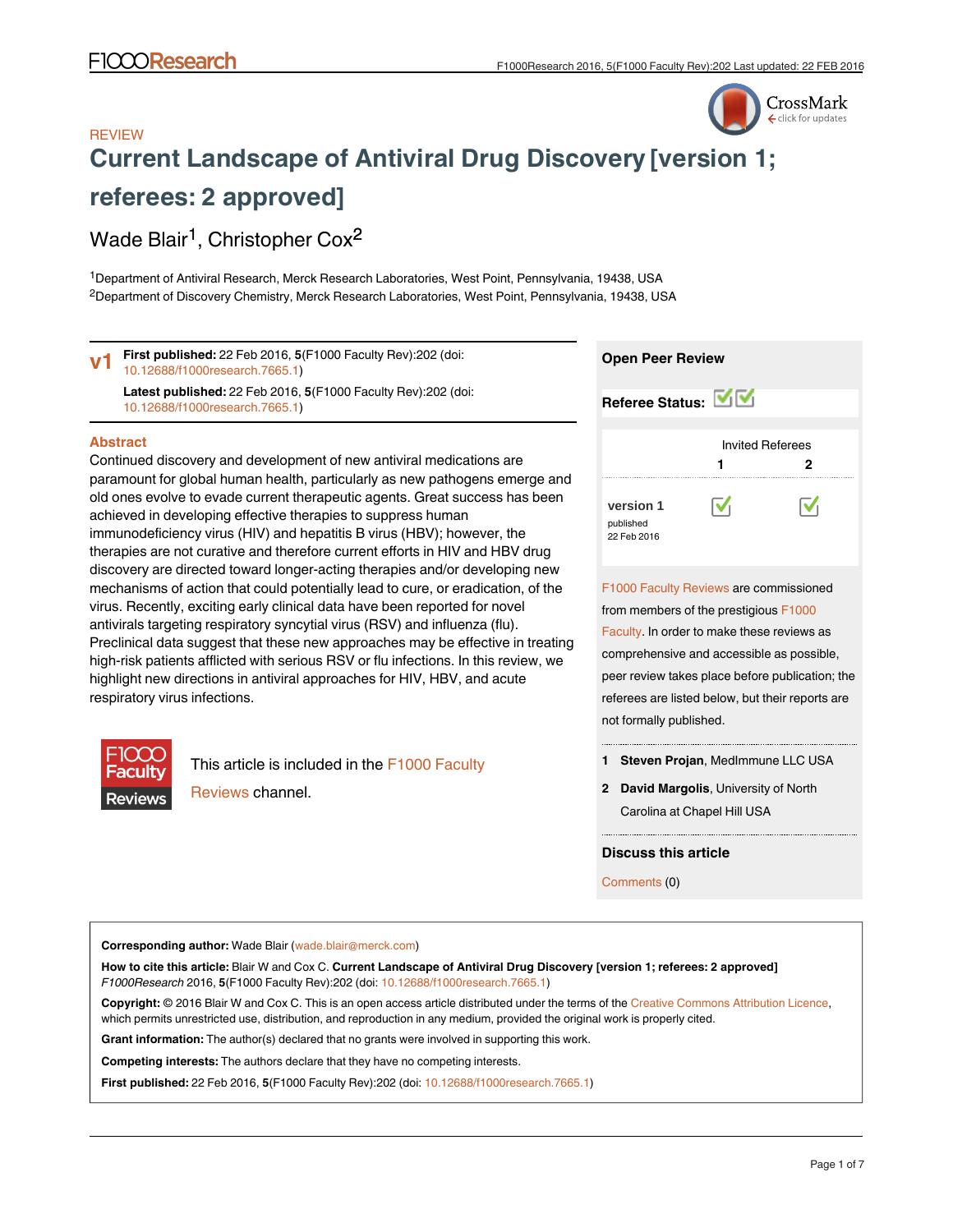REVIEW

# Current Landscape of Antiviral Drug Discovery [version 1; referees: 2 approved]

Wade Blair[1], Christopher Cox[2]

[1]Department of Antiviral Research, Merck Research Laboratories, West Point, Pennsylvania, 19438, USA
[2]Department of Discovery Chemistry, Merck Research Laboratories, West Point, Pennsylvania, 19438, USA

**v1** **First published:** 22 Feb 2016, **5**(F1000 Faculty Rev):202 (doi: 10.12688/f1000research.7665.1)
**Latest published:** 22 Feb 2016, **5**(F1000 Faculty Rev):202 (doi: 10.12688/f1000research.7665.1)

## Abstract

Continued discovery and development of new antiviral medications are paramount for global human health, particularly as new pathogens emerge and old ones evolve to evade current therapeutic agents. Great success has been achieved in developing effective therapies to suppress human immunodeficiency virus (HIV) and hepatitis B virus (HBV); however, the therapies are not curative and therefore current efforts in HIV and HBV drug discovery are directed toward longer-acting therapies and/or developing new mechanisms of action that could potentially lead to cure, or eradication, of the virus. Recently, exciting early clinical data have been reported for novel antivirals targeting respiratory syncytial virus (RSV) and influenza (flu). Preclinical data suggest that these new approaches may be effective in treating high-risk patients afflicted with serious RSV or flu infections. In this review, we highlight new directions in antiviral approaches for HIV, HBV, and acute respiratory virus infections.

This article is included in the F1000 Faculty Reviews channel.

**Open Peer Review**

**Referee Status:** ✓ ✓

| | Invited Referees 1 | Invited Referees 2 |
|---|---|---|
| version 1 published 22 Feb 2016 | ✓ | ✓ |

F1000 Faculty Reviews are commissioned from members of the prestigious F1000 Faculty. In order to make these reviews as comprehensive and accessible as possible, peer review takes place before publication; the referees are listed below, but their reports are not formally published.

1 **Steven Projan**, MedImmune LLC USA

2 **David Margolis**, University of North Carolina at Chapel Hill USA

**Discuss this article**

Comments (0)

**Corresponding author:** Wade Blair (wade.blair@merck.com)

**How to cite this article:** Blair W and Cox C. **Current Landscape of Antiviral Drug Discovery [version 1; referees: 2 approved]** *F1000Research* 2016, **5**(F1000 Faculty Rev):202 (doi: 10.12688/f1000research.7665.1)

**Copyright:** © 2016 Blair W and Cox C. This is an open access article distributed under the terms of the Creative Commons Attribution Licence, which permits unrestricted use, distribution, and reproduction in any medium, provided the original work is properly cited.

**Grant information:** The author(s) declared that no grants were involved in supporting this work.

**Competing interests:** The authors declare that they have no competing interests.

**First published:** 22 Feb 2016, **5**(F1000 Faculty Rev):202 (doi: 10.12688/f1000research.7665.1)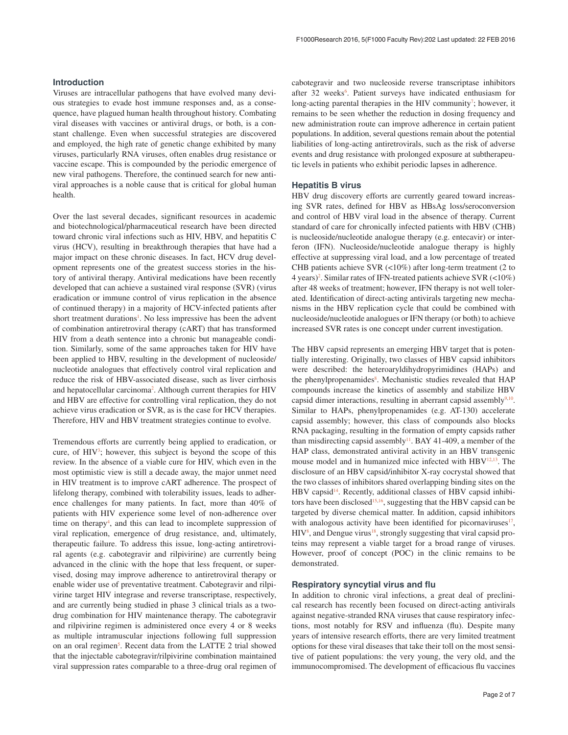## Introduction

Viruses are intracellular pathogens that have evolved many devious strategies to evade host immune responses and, as a consequence, have plagued human health throughout history. Combating viral diseases with vaccines or antiviral drugs, or both, is a constant challenge. Even when successful strategies are discovered and employed, the high rate of genetic change exhibited by many viruses, particularly RNA viruses, often enables drug resistance or vaccine escape. This is compounded by the periodic emergence of new viral pathogens. Therefore, the continued search for new antiviral approaches is a noble cause that is critical for global human health.

Over the last several decades, significant resources in academic and biotechnological/pharmaceutical research have been directed toward chronic viral infections such as HIV, HBV, and hepatitis C virus (HCV), resulting in breakthrough therapies that have had a major impact on these chronic diseases. In fact, HCV drug development represents one of the greatest success stories in the history of antiviral therapy. Antiviral medications have been recently developed that can achieve a sustained viral response (SVR) (virus eradication or immune control of virus replication in the absence of continued therapy) in a majority of HCV-infected patients after short treatment durations[1]. No less impressive has been the advent of combination antiretroviral therapy (cART) that has transformed HIV from a death sentence into a chronic but manageable condition. Similarly, some of the same approaches taken for HIV have been applied to HBV, resulting in the development of nucleoside/nucleotide analogues that effectively control viral replication and reduce the risk of HBV-associated disease, such as liver cirrhosis and hepatocellular carcinoma[2]. Although current therapies for HIV and HBV are effective for controlling viral replication, they do not achieve virus eradication or SVR, as is the case for HCV therapies. Therefore, HIV and HBV treatment strategies continue to evolve.

Tremendous efforts are currently being applied to eradication, or cure, of HIV[3]; however, this subject is beyond the scope of this review. In the absence of a viable cure for HIV, which even in the most optimistic view is still a decade away, the major unmet need in HIV treatment is to improve cART adherence. The prospect of lifelong therapy, combined with tolerability issues, leads to adherence challenges for many patients. In fact, more than 40% of patients with HIV experience some level of non-adherence over time on therapy[4], and this can lead to incomplete suppression of viral replication, emergence of drug resistance, and, ultimately, therapeutic failure. To address this issue, long-acting antiretroviral agents (e.g. cabotegravir and rilpivirine) are currently being advanced in the clinic with the hope that less frequent, or supervised, dosing may improve adherence to antiretroviral therapy or enable wider use of preventative treatment. Cabotegravir and rilpivirine target HIV integrase and reverse transcriptase, respectively, and are currently being studied in phase 3 clinical trials as a two-drug combination for HIV maintenance therapy. The cabotegravir and rilpivirine regimen is administered once every 4 or 8 weeks as multiple intramuscular injections following full suppression on an oral regimen[5]. Recent data from the LATTE 2 trial showed that the injectable cabotegravir/rilpivirine combination maintained viral suppression rates comparable to a three-drug oral regimen of cabotegravir and two nucleoside reverse transcriptase inhibitors after 32 weeks[6]. Patient surveys have indicated enthusiasm for long-acting parental therapies in the HIV community[7]; however, it remains to be seen whether the reduction in dosing frequency and new administration route can improve adherence in certain patient populations. In addition, several questions remain about the potential liabilities of long-acting antiretrovirals, such as the risk of adverse events and drug resistance with prolonged exposure at subtherapeutic levels in patients who exhibit periodic lapses in adherence.

## Hepatitis B virus

HBV drug discovery efforts are currently geared toward increasing SVR rates, defined for HBV as HBsAg loss/seroconversion and control of HBV viral load in the absence of therapy. Current standard of care for chronically infected patients with HBV (CHB) is nucleoside/nucleotide analogue therapy (e.g. entecavir) or interferon (IFN). Nucleoside/nucleotide analogue therapy is highly effective at suppressing viral load, and a low percentage of treated CHB patients achieve SVR (<10%) after long-term treatment (2 to 4 years)[2]. Similar rates of IFN-treated patients achieve SVR (<10%) after 48 weeks of treatment; however, IFN therapy is not well tolerated. Identification of direct-acting antivirals targeting new mechanisms in the HBV replication cycle that could be combined with nucleoside/nucleotide analogues or IFN therapy (or both) to achieve increased SVR rates is one concept under current investigation.

The HBV capsid represents an emerging HBV target that is potentially interesting. Originally, two classes of HBV capsid inhibitors were described: the heteroaryldihydropyrimidines (HAPs) and the phenylpropenamides[8]. Mechanistic studies revealed that HAP compounds increase the kinetics of assembly and stabilize HBV capsid dimer interactions, resulting in aberrant capsid assembly[9,10]. Similar to HAPs, phenylpropenamides (e.g. AT-130) accelerate capsid assembly; however, this class of compounds also blocks RNA packaging, resulting in the formation of empty capsids rather than misdirecting capsid assembly[11]. BAY 41-409, a member of the HAP class, demonstrated antiviral activity in an HBV transgenic mouse model and in humanized mice infected with HBV[12,13]. The disclosure of an HBV capsid/inhibitor X-ray cocrystal showed that the two classes of inhibitors shared overlapping binding sites on the HBV capsid[14]. Recently, additional classes of HBV capsid inhibitors have been disclosed[15,16], suggesting that the HBV capsid can be targeted by diverse chemical matter. In addition, capsid inhibitors with analogous activity have been identified for picornaviruses[17], HIV[8], and Dengue virus[18], strongly suggesting that viral capsid proteins may represent a viable target for a broad range of viruses. However, proof of concept (POC) in the clinic remains to be demonstrated.

## Respiratory syncytial virus and flu

In addition to chronic viral infections, a great deal of preclinical research has recently been focused on direct-acting antivirals against negative-stranded RNA viruses that cause respiratory infections, most notably for RSV and influenza (flu). Despite many years of intensive research efforts, there are very limited treatment options for these viral diseases that take their toll on the most sensitive of patient populations: the very young, the very old, and the immunocompromised. The development of efficacious flu vaccines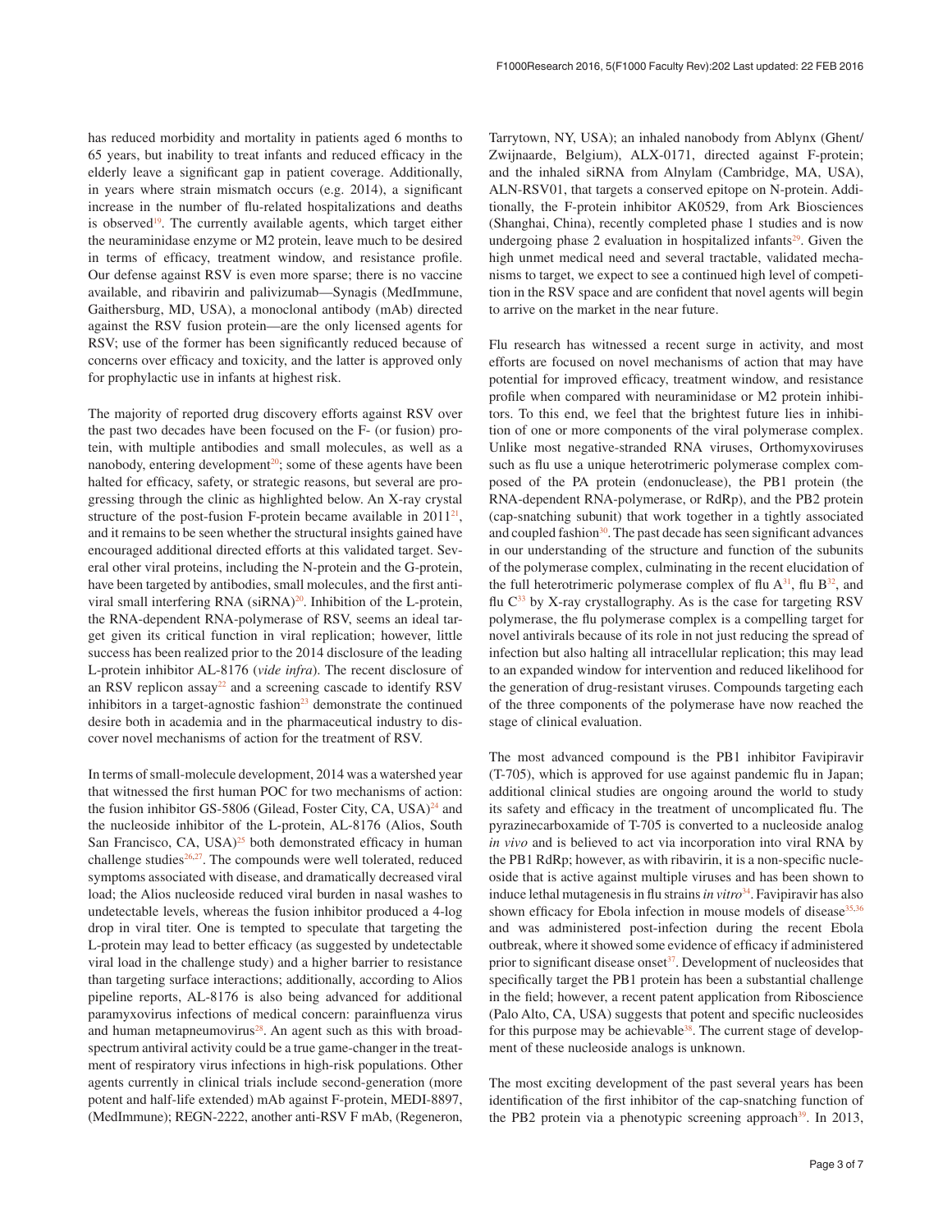has reduced morbidity and mortality in patients aged 6 months to 65 years, but inability to treat infants and reduced efficacy in the elderly leave a significant gap in patient coverage. Additionally, in years where strain mismatch occurs (e.g. 2014), a significant increase in the number of flu-related hospitalizations and deaths is observed[19]. The currently available agents, which target either the neuraminidase enzyme or M2 protein, leave much to be desired in terms of efficacy, treatment window, and resistance profile. Our defense against RSV is even more sparse; there is no vaccine available, and ribavirin and palivizumab—Synagis (MedImmune, Gaithersburg, MD, USA), a monoclonal antibody (mAb) directed against the RSV fusion protein—are the only licensed agents for RSV; use of the former has been significantly reduced because of concerns over efficacy and toxicity, and the latter is approved only for prophylactic use in infants at highest risk.

The majority of reported drug discovery efforts against RSV over the past two decades have been focused on the F- (or fusion) protein, with multiple antibodies and small molecules, as well as a nanobody, entering development[20]; some of these agents have been halted for efficacy, safety, or strategic reasons, but several are progressing through the clinic as highlighted below. An X-ray crystal structure of the post-fusion F-protein became available in 2011[21], and it remains to be seen whether the structural insights gained have encouraged additional directed efforts at this validated target. Several other viral proteins, including the N-protein and the G-protein, have been targeted by antibodies, small molecules, and the first antiviral small interfering RNA (siRNA)[20]. Inhibition of the L-protein, the RNA-dependent RNA-polymerase of RSV, seems an ideal target given its critical function in viral replication; however, little success has been realized prior to the 2014 disclosure of the leading L-protein inhibitor AL-8176 (*vide infra*). The recent disclosure of an RSV replicon assay[22] and a screening cascade to identify RSV inhibitors in a target-agnostic fashion[23] demonstrate the continued desire both in academia and in the pharmaceutical industry to discover novel mechanisms of action for the treatment of RSV.

In terms of small-molecule development, 2014 was a watershed year that witnessed the first human POC for two mechanisms of action: the fusion inhibitor GS-5806 (Gilead, Foster City, CA, USA)[24] and the nucleoside inhibitor of the L-protein, AL-8176 (Alios, South San Francisco, CA, USA)[25] both demonstrated efficacy in human challenge studies[26,27]. The compounds were well tolerated, reduced symptoms associated with disease, and dramatically decreased viral load; the Alios nucleoside reduced viral burden in nasal washes to undetectable levels, whereas the fusion inhibitor produced a 4-log drop in viral titer. One is tempted to speculate that targeting the L-protein may lead to better efficacy (as suggested by undetectable viral load in the challenge study) and a higher barrier to resistance than targeting surface interactions; additionally, according to Alios pipeline reports, AL-8176 is also being advanced for additional paramyxovirus infections of medical concern: parainfluenza virus and human metapneumovirus[28]. An agent such as this with broad-spectrum antiviral activity could be a true game-changer in the treatment of respiratory virus infections in high-risk populations. Other agents currently in clinical trials include second-generation (more potent and half-life extended) mAb against F-protein, MEDI-8897, (MedImmune); REGN-2222, another anti-RSV F mAb, (Regeneron, Tarrytown, NY, USA); an inhaled nanobody from Ablynx (Ghent/Zwijnaarde, Belgium), ALX-0171, directed against F-protein; and the inhaled siRNA from Alnylam (Cambridge, MA, USA), ALN-RSV01, that targets a conserved epitope on N-protein. Additionally, the F-protein inhibitor AK0529, from Ark Biosciences (Shanghai, China), recently completed phase 1 studies and is now undergoing phase 2 evaluation in hospitalized infants[29]. Given the high unmet medical need and several tractable, validated mechanisms to target, we expect to see a continued high level of competition in the RSV space and are confident that novel agents will begin to arrive on the market in the near future.

Flu research has witnessed a recent surge in activity, and most efforts are focused on novel mechanisms of action that may have potential for improved efficacy, treatment window, and resistance profile when compared with neuraminidase or M2 protein inhibitors. To this end, we feel that the brightest future lies in inhibition of one or more components of the viral polymerase complex. Unlike most negative-stranded RNA viruses, Orthomyxoviruses such as flu use a unique heterotrimeric polymerase complex composed of the PA protein (endonuclease), the PB1 protein (the RNA-dependent RNA-polymerase, or RdRp), and the PB2 protein (cap-snatching subunit) that work together in a tightly associated and coupled fashion[30]. The past decade has seen significant advances in our understanding of the structure and function of the subunits of the polymerase complex, culminating in the recent elucidation of the full heterotrimeric polymerase complex of flu A[31], flu B[32], and flu C[33] by X-ray crystallography. As is the case for targeting RSV polymerase, the flu polymerase complex is a compelling target for novel antivirals because of its role in not just reducing the spread of infection but also halting all intracellular replication; this may lead to an expanded window for intervention and reduced likelihood for the generation of drug-resistant viruses. Compounds targeting each of the three components of the polymerase have now reached the stage of clinical evaluation.

The most advanced compound is the PB1 inhibitor Favipiravir (T-705), which is approved for use against pandemic flu in Japan; additional clinical studies are ongoing around the world to study its safety and efficacy in the treatment of uncomplicated flu. The pyrazinecarboxamide of T-705 is converted to a nucleoside analog *in vivo* and is believed to act via incorporation into viral RNA by the PB1 RdRp; however, as with ribavirin, it is a non-specific nucleoside that is active against multiple viruses and has been shown to induce lethal mutagenesis in flu strains *in vitro*[34]. Favipiravir has also shown efficacy for Ebola infection in mouse models of disease[35,36] and was administered post-infection during the recent Ebola outbreak, where it showed some evidence of efficacy if administered prior to significant disease onset[37]. Development of nucleosides that specifically target the PB1 protein has been a substantial challenge in the field; however, a recent patent application from Riboscience (Palo Alto, CA, USA) suggests that potent and specific nucleosides for this purpose may be achievable[38]. The current stage of development of these nucleoside analogs is unknown.

The most exciting development of the past several years has been identification of the first inhibitor of the cap-snatching function of the PB2 protein via a phenotypic screening approach[39]. In 2013,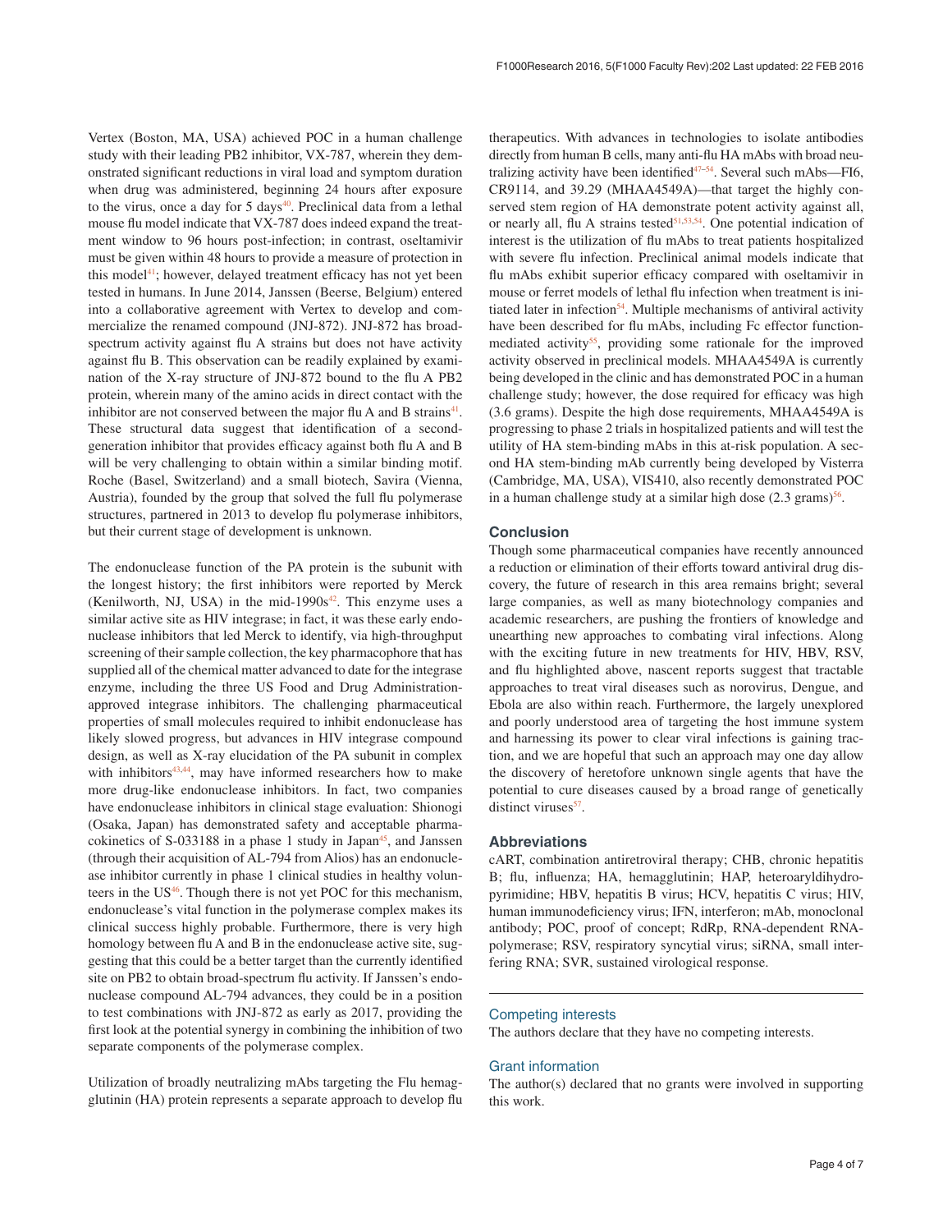Vertex (Boston, MA, USA) achieved POC in a human challenge study with their leading PB2 inhibitor, VX-787, wherein they demonstrated significant reductions in viral load and symptom duration when drug was administered, beginning 24 hours after exposure to the virus, once a day for 5 days[40]. Preclinical data from a lethal mouse flu model indicate that VX-787 does indeed expand the treatment window to 96 hours post-infection; in contrast, oseltamivir must be given within 48 hours to provide a measure of protection in this model[41]; however, delayed treatment efficacy has not yet been tested in humans. In June 2014, Janssen (Beerse, Belgium) entered into a collaborative agreement with Vertex to develop and commercialize the renamed compound (JNJ-872). JNJ-872 has broad-spectrum activity against flu A strains but does not have activity against flu B. This observation can be readily explained by examination of the X-ray structure of JNJ-872 bound to the flu A PB2 protein, wherein many of the amino acids in direct contact with the inhibitor are not conserved between the major flu A and B strains[41]. These structural data suggest that identification of a second-generation inhibitor that provides efficacy against both flu A and B will be very challenging to obtain within a similar binding motif. Roche (Basel, Switzerland) and a small biotech, Savira (Vienna, Austria), founded by the group that solved the full flu polymerase structures, partnered in 2013 to develop flu polymerase inhibitors, but their current stage of development is unknown.

The endonuclease function of the PA protein is the subunit with the longest history; the first inhibitors were reported by Merck (Kenilworth, NJ, USA) in the mid-1990s[42]. This enzyme uses a similar active site as HIV integrase; in fact, it was these early endonuclease inhibitors that led Merck to identify, via high-throughput screening of their sample collection, the key pharmacophore that has supplied all of the chemical matter advanced to date for the integrase enzyme, including the three US Food and Drug Administration-approved integrase inhibitors. The challenging pharmaceutical properties of small molecules required to inhibit endonuclease has likely slowed progress, but advances in HIV integrase compound design, as well as X-ray elucidation of the PA subunit in complex with inhibitors[43,44], may have informed researchers how to make more drug-like endonuclease inhibitors. In fact, two companies have endonuclease inhibitors in clinical stage evaluation: Shionogi (Osaka, Japan) has demonstrated safety and acceptable pharmacokinetics of S-033188 in a phase 1 study in Japan[45], and Janssen (through their acquisition of AL-794 from Alios) has an endonuclease inhibitor currently in phase 1 clinical studies in healthy volunteers in the US[46]. Though there is not yet POC for this mechanism, endonuclease's vital function in the polymerase complex makes its clinical success highly probable. Furthermore, there is very high homology between flu A and B in the endonuclease active site, suggesting that this could be a better target than the currently identified site on PB2 to obtain broad-spectrum flu activity. If Janssen's endonuclease compound AL-794 advances, they could be in a position to test combinations with JNJ-872 as early as 2017, providing the first look at the potential synergy in combining the inhibition of two separate components of the polymerase complex.

Utilization of broadly neutralizing mAbs targeting the Flu hemagglutinin (HA) protein represents a separate approach to develop flu therapeutics. With advances in technologies to isolate antibodies directly from human B cells, many anti-flu HA mAbs with broad neutralizing activity have been identified[47–54]. Several such mAbs—FI6, CR9114, and 39.29 (MHAA4549A)—that target the highly conserved stem region of HA demonstrate potent activity against all, or nearly all, flu A strains tested[51,53,54]. One potential indication of interest is the utilization of flu mAbs to treat patients hospitalized with severe flu infection. Preclinical animal models indicate that flu mAbs exhibit superior efficacy compared with oseltamivir in mouse or ferret models of lethal flu infection when treatment is initiated later in infection[54]. Multiple mechanisms of antiviral activity have been described for flu mAbs, including Fc effector function-mediated activity[55], providing some rationale for the improved activity observed in preclinical models. MHAA4549A is currently being developed in the clinic and has demonstrated POC in a human challenge study; however, the dose required for efficacy was high (3.6 grams). Despite the high dose requirements, MHAA4549A is progressing to phase 2 trials in hospitalized patients and will test the utility of HA stem-binding mAbs in this at-risk population. A second HA stem-binding mAb currently being developed by Visterra (Cambridge, MA, USA), VIS410, also recently demonstrated POC in a human challenge study at a similar high dose (2.3 grams)[56].

## Conclusion

Though some pharmaceutical companies have recently announced a reduction or elimination of their efforts toward antiviral drug discovery, the future of research in this area remains bright; several large companies, as well as many biotechnology companies and academic researchers, are pushing the frontiers of knowledge and unearthing new approaches to combating viral infections. Along with the exciting future in new treatments for HIV, HBV, RSV, and flu highlighted above, nascent reports suggest that tractable approaches to treat viral diseases such as norovirus, Dengue, and Ebola are also within reach. Furthermore, the largely unexplored and poorly understood area of targeting the host immune system and harnessing its power to clear viral infections is gaining traction, and we are hopeful that such an approach may one day allow the discovery of heretofore unknown single agents that have the potential to cure diseases caused by a broad range of genetically distinct viruses[57].

## Abbreviations

cART, combination antiretroviral therapy; CHB, chronic hepatitis B; flu, influenza; HA, hemagglutinin; HAP, heteroaryldihydropyrimidine; HBV, hepatitis B virus; HCV, hepatitis C virus; HIV, human immunodeficiency virus; IFN, interferon; mAb, monoclonal antibody; POC, proof of concept; RdRp, RNA-dependent RNA-polymerase; RSV, respiratory syncytial virus; siRNA, small interfering RNA; SVR, sustained virological response.

### Competing interests

The authors declare that they have no competing interests.

### Grant information

The author(s) declared that no grants were involved in supporting this work.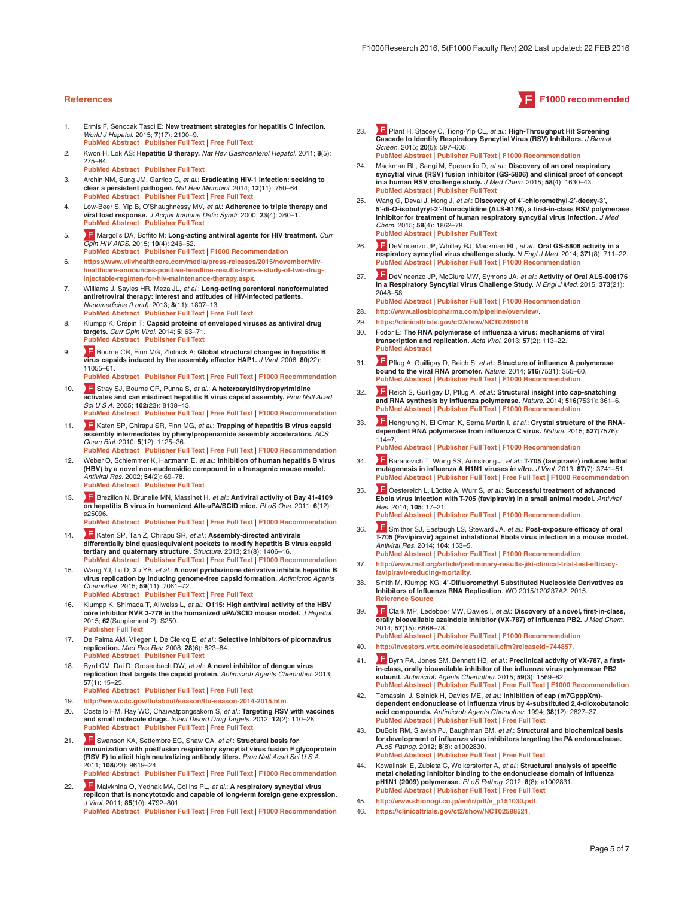## References

F F1000 recommended

1. Ermis F, Senocak Tasci E: **New treatment strategies for hepatitis C infection.** *World J Hepatol.* 2015; **7**(17): 2100–9.
PubMed Abstract | Publisher Full Text | Free Full Text

2. Kwon H, Lok AS: **Hepatitis B therapy.** *Nat Rev Gastroenterol Hepatol.* 2011; **8**(5): 275–84.
PubMed Abstract | Publisher Full Text

3. Archin NM, Sung JM, Garrido C, *et al.*: **Eradicating HIV-1 infection: seeking to clear a persistent pathogen.** *Nat Rev Microbiol.* 2014; **12**(11): 750–64.
PubMed Abstract | Publisher Full Text | Free Full Text

4. Low-Beer S, Yip B, O'Shaughnessy MV, *et al.*: **Adherence to triple therapy and viral load response.** *J Acquir Immune Defic Syndr.* 2000; **23**(4): 360–1.
PubMed Abstract | Publisher Full Text

5. F Margolis DA, Boffito M: **Long-acting antiviral agents for HIV treatment.** *Curr Opin HIV AIDS.* 2015; **10**(4): 246–52.
PubMed Abstract | Publisher Full Text | F1000 Recommendation

6. https://www.viivhealthcare.com/media/press-releases/2015/november/viiv-healthcare-announces-positive-headline-results-from-a-study-of-two-drug-injectable-regimen-for-hiv-maintenance-therapy.aspx.

7. Williams J, Sayles HR, Meza JL, *et al.*: **Long-acting parenteral nanoformulated antiretroviral therapy: interest and attitudes of HIV-infected patients.** *Nanomedicine (Lond).* 2013; **8**(11): 1807–13.
PubMed Abstract | Publisher Full Text | Free Full Text

8. Klumpp K, Crépin T: **Capsid proteins of enveloped viruses as antiviral drug targets.** *Curr Opin Virol.* 2014; **5**: 63–71.
PubMed Abstract | Publisher Full Text

9. F Bourne CR, Finn MG, Zlotnick A: **Global structural changes in hepatitis B virus capsids induced by the assembly effector HAP1.** *J Virol.* 2006; **80**(22): 11055–61.
PubMed Abstract | Publisher Full Text | Free Full Text | F1000 Recommendation

10. F Stray SJ, Bourne CR, Punna S, *et al.*: **A heteroaryldihydropyrimidine activates and can misdirect hepatitis B virus capsid assembly.** *Proc Natl Acad Sci U S A.* 2005; **102**(23): 8138–43.
PubMed Abstract | Publisher Full Text | Free Full Text | F1000 Recommendation

11. F Katen SP, Chirapu SR, Finn MG, *et al.*: **Trapping of hepatitis B virus capsid assembly intermediates by phenylpropenamide assembly accelerators.** *ACS Chem Biol.* 2010; **5**(12): 1125–36.
PubMed Abstract | Publisher Full Text | Free Full Text | F1000 Recommendation

12. Weber O, Schlemmer K, Hartmann E, *et al.*: **Inhibition of human hepatitis B virus (HBV) by a novel non-nucleosidic compound in a transgenic mouse model.** *Antiviral Res.* 2002; **54**(2): 69–78.
PubMed Abstract | Publisher Full Text

13. F Brezillon N, Brunelle MN, Massinet H, *et al.*: **Antiviral activity of Bay 41-4109 on hepatitis B virus in humanized Alb-uPA/SCID mice.** *PLoS One.* 2011; **6**(12): e25096.
PubMed Abstract | Publisher Full Text | Free Full Text | F1000 Recommendation

14. F Katen SP, Tan Z, Chirapu SR, *et al.*: **Assembly-directed antivirals differentially bind quasiequivalent pockets to modify hepatitis B virus capsid tertiary and quaternary structure.** *Structure.* 2013; **21**(8): 1406–16.
PubMed Abstract | Publisher Full Text | Free Full Text | F1000 Recommendation

15. Wang YJ, Lu D, Xu YB, *et al.*: **A novel pyridazinone derivative inhibits hepatitis B virus replication by inducing genome-free capsid formation.** *Antimicrob Agents Chemother.* 2015; **59**(11): 7061–72.
PubMed Abstract | Publisher Full Text | Free Full Text

16. Klumpp K, Shimada T, Allweiss L, *et al.*: **O115: High antiviral activity of the HBV core inhibitor NVR 3-778 in the humanized uPA/SCID mouse model.** *J Hepatol.* 2015; **62**(Supplement 2): S250.
Publisher Full Text

17. De Palma AM, Vliegen I, De Clercq E, *et al.*: **Selective inhibitors of picornavirus replication.** *Med Res Rev.* 2008; **28**(6): 823–84.
PubMed Abstract | Publisher Full Text

18. Byrd CM, Dai D, Grosenbach DW, *et al.*: **A novel inhibitor of dengue virus replication that targets the capsid protein.** *Antimicrob Agents Chemother.* 2013; **57**(1): 15–25.
PubMed Abstract | Publisher Full Text | Free Full Text

19. http://www.cdc.gov/flu/about/season/flu-season-2014-2015.htm.

20. Costello HM, Ray WC, Chaiwatpongsakorn S, *et al.*: **Targeting RSV with vaccines and small molecule drugs.** *Infect Disord Drug Targets.* 2012; **12**(2): 110–28.
PubMed Abstract | Publisher Full Text | Free Full Text

21. F Swanson KA, Settembre EC, Shaw CA, *et al.*: **Structural basis for immunization with postfusion respiratory syncytial virus fusion F glycoprotein (RSV F) to elicit high neutralizing antibody titers.** *Proc Natl Acad Sci U S A.* 2011; **108**(23): 9619–24.
PubMed Abstract | Publisher Full Text | Free Full Text | F1000 Recommendation

22. F Malykhina O, Yednak MA, Collins PL, *et al.*: **A respiratory syncytial virus replicon that is noncytotoxic and capable of long-term foreign gene expression.** *J Virol.* 2011; **85**(10): 4792–801.
PubMed Abstract | Publisher Full Text | Free Full Text | F1000 Recommendation

23. F Plant H, Stacey C, Tiong-Yip CL, *et al.*: **High-Throughput Hit Screening Cascade to Identify Respiratory Syncytial Virus (RSV) Inhibitors.** *J Biomol Screen.* 2015; **20**(5): 597–605.
PubMed Abstract | Publisher Full Text | F1000 Recommendation

24. Mackman RL, Sangi M, Sperandio D, *et al.*: **Discovery of an oral respiratory syncytial virus (RSV) fusion inhibitor (GS-5806) and clinical proof of concept in a human RSV challenge study.** *J Med Chem.* 2015; **58**(4): 1630–43.
PubMed Abstract | Publisher Full Text

25. Wang G, Deval J, Hong J, *et al.*: **Discovery of 4'-chloromethyl-2'-deoxy-3',5'-di-O-isobutyryl-2'-fluorocytidine (ALS-8176), a first-in-class RSV polymerase inhibitor for treatment of human respiratory syncytial virus infection.** *J Med Chem.* 2015; **58**(4): 1862–78.
PubMed Abstract | Publisher Full Text

26. F DeVincenzo JP, Whitley RJ, Mackman RL, *et al.*: **Oral GS-5806 activity in a respiratory syncytial virus challenge study.** *N Engl J Med.* 2014; **371**(8): 711–22.
PubMed Abstract | Publisher Full Text | F1000 Recommendation

27. F DeVincenzo JP, McClure MW, Symons JA, *et al.*: **Activity of Oral ALS-008176 in a Respiratory Syncytial Virus Challenge Study.** *N Engl J Med.* 2015; **373**(21): 2048–58.
PubMed Abstract | Publisher Full Text | F1000 Recommendation

28. http://www.aliosbiopharma.com/pipeline/overview/.

29. https://clinicaltrials.gov/ct2/show/NCT02460016.

30. Fodor E: **The RNA polymerase of influenza a virus: mechanisms of viral transcription and replication.** *Acta Virol.* 2013; **57**(2): 113–22.
PubMed Abstract

31. F Pflug A, Guilligay D, Reich S, *et al.*: **Structure of influenza A polymerase bound to the viral RNA promoter.** *Nature.* 2014; **516**(7531): 355–60.
PubMed Abstract | Publisher Full Text | F1000 Recommendation

32. F Reich S, Guilligay D, Pflug A, *et al.*: **Structural insight into cap-snatching and RNA synthesis by influenza polymerase.** *Nature.* 2014; **516**(7531): 361–6.
PubMed Abstract | Publisher Full Text | F1000 Recommendation

33. F Hengrung N, El Omari K, Serna Martin I, *et al.*: **Crystal structure of the RNA-dependent RNA polymerase from influenza C virus.** *Nature.* 2015; **527**(7576): 114–7.
PubMed Abstract | Publisher Full Text | F1000 Recommendation

34. F Baranovich T, Wong SS, Armstrong J, *et al.*: **T-705 (favipiravir) induces lethal mutagenesis in influenza A H1N1 viruses *in vitro*.** *J Virol.* 2013; **87**(7): 3741–51.
PubMed Abstract | Publisher Full Text | Free Full Text | F1000 Recommendation

35. F Oestereich L, Lüdtke A, Wurr S, *et al.*: **Successful treatment of advanced Ebola virus infection with T-705 (favipiravir) in a small animal model.** *Antiviral Res.* 2014; **105**: 17–21.
PubMed Abstract | Publisher Full Text | F1000 Recommendation

36. F Smither SJ, Eastaugh LS, Steward JA, *et al.*: **Post-exposure efficacy of oral T-705 (Favipiravir) against inhalational Ebola virus infection in a mouse model.** *Antiviral Res.* 2014; **104**: 153–5.
PubMed Abstract | Publisher Full Text | F1000 Recommendation

37. http://www.msf.org/article/preliminary-results-jiki-clinical-trial-test-efficacy-favipiravir-reducing-mortality.

38. Smith M, Klumpp KG: **4'-Difluoromethyl Substituted Nucleoside Derivatives as Inhibitors of Influenza RNA Replication.** WO 2015/120237A2. 2015.
Reference Source

39. F Clark MP, Ledeboer MW, Davies I, *et al.*: **Discovery of a novel, first-in-class, orally bioavailable azaindole inhibitor (VX-787) of influenza PB2.** *J Med Chem.* 2014; **57**(15): 6668–78.
PubMed Abstract | Publisher Full Text | F1000 Recommendation

40. http://investors.vrtx.com/releasedetail.cfm?releaseid=744857.

41. F Byrn RA, Jones SM, Bennett HB, *et al.*: **Preclinical activity of VX-787, a first-in-class, orally bioavailable inhibitor of the influenza virus polymerase PB2 subunit.** *Antimicrob Agents Chemother.* 2015; **59**(3): 1569–82.
PubMed Abstract | Publisher Full Text | Free Full Text | F1000 Recommendation

42. Tomassini J, Selnick H, Davies ME, *et al.*: **Inhibition of cap (m7GpppXm)-dependent endonuclease of influenza virus by 4-substituted 2,4-dioxobutanoic acid compounds.** *Antimicrob Agents Chemother.* 1994; **38**(12): 2827–37.
PubMed Abstract | Publisher Full Text | Free Full Text

43. DuBois RM, Slavish PJ, Baughman BM, *et al.*: **Structural and biochemical basis for development of influenza virus inhibitors targeting the PA endonuclease.** *PLoS Pathog.* 2012; **8**(8): e1002830.
PubMed Abstract | Publisher Full Text | Free Full Text

44. Kowalinski E, Zubieta C, Wolkerstorfer A, *et al.*: **Structural analysis of specific metal chelating inhibitor binding to the endonuclease domain of influenza pH1N1 (2009) polymerase.** *PLoS Pathog.* 2012; **8**(8): e1002831.
PubMed Abstract | Publisher Full Text | Free Full Text

45. http://www.shionogi.co.jp/en/ir/pdf/e_p151030.pdf.

46. https://clinicaltrials.gov/ct2/show/NCT02588521.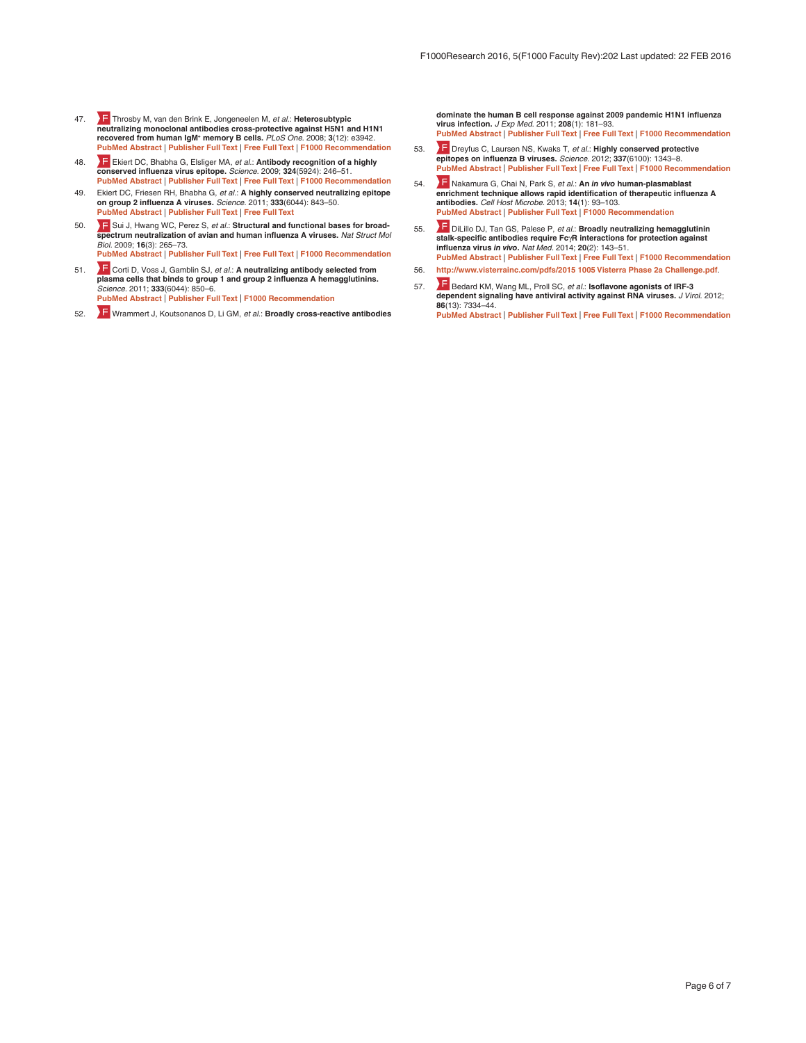47. Throsby M, van den Brink E, Jongeneelen M, *et al.*: **Heterosubtypic neutralizing monoclonal antibodies cross-protective against H5N1 and H1N1 recovered from human IgM[+] memory B cells.** *PLoS One.* 2008; **3**(12): e3942.
PubMed Abstract | Publisher Full Text | Free Full Text | F1000 Recommendation

48. Ekiert DC, Bhabha G, Elsliger MA, *et al.*: **Antibody recognition of a highly conserved influenza virus epitope.** *Science.* 2009; **324**(5924): 246–51.
PubMed Abstract | Publisher Full Text | Free Full Text | F1000 Recommendation

49. Ekiert DC, Friesen RH, Bhabha G, *et al.*: **A highly conserved neutralizing epitope on group 2 influenza A viruses.** *Science.* 2011; **333**(6044): 843–50.
PubMed Abstract | Publisher Full Text | Free Full Text

50. Sui J, Hwang WC, Perez S, *et al.*: **Structural and functional bases for broad-spectrum neutralization of avian and human influenza A viruses.** *Nat Struct Mol Biol.* 2009; **16**(3): 265–73.
PubMed Abstract | Publisher Full Text | Free Full Text | F1000 Recommendation

51. Corti D, Voss J, Gamblin SJ, *et al.*: **A neutralizing antibody selected from plasma cells that binds to group 1 and group 2 influenza A hemagglutinins.** *Science.* 2011; **333**(6044): 850–6.
PubMed Abstract | Publisher Full Text | F1000 Recommendation

52. Wrammert J, Koutsonanos D, Li GM, *et al.*: **Broadly cross-reactive antibodies dominate the human B cell response against 2009 pandemic H1N1 influenza virus infection.** *J Exp Med.* 2011; **208**(1): 181–93.
PubMed Abstract | Publisher Full Text | Free Full Text | F1000 Recommendation

53. Dreyfus C, Laursen NS, Kwaks T, *et al.*: **Highly conserved protective epitopes on influenza B viruses.** *Science.* 2012; **337**(6100): 1343–8.
PubMed Abstract | Publisher Full Text | Free Full Text | F1000 Recommendation

54. Nakamura G, Chai N, Park S, *et al.*: **An *in vivo* human-plasmablast enrichment technique allows rapid identification of therapeutic influenza A antibodies.** *Cell Host Microbe.* 2013; **14**(1): 93–103.
PubMed Abstract | Publisher Full Text | F1000 Recommendation

55. DiLillo DJ, Tan GS, Palese P, *et al.*: **Broadly neutralizing hemagglutinin stalk-specific antibodies require FcγR interactions for protection against influenza virus *in vivo*.** *Nat Med.* 2014; **20**(2): 143–51.
PubMed Abstract | Publisher Full Text | Free Full Text | F1000 Recommendation

56. http://www.visterrainc.com/pdfs/2015 1005 Visterra Phase 2a Challenge.pdf.

57. Bedard KM, Wang ML, Proll SC, *et al.*: **Isoflavone agonists of IRF-3 dependent signaling have antiviral activity against RNA viruses.** *J Virol.* 2012; **86**(13): 7334–44.
PubMed Abstract | Publisher Full Text | Free Full Text | F1000 Recommendation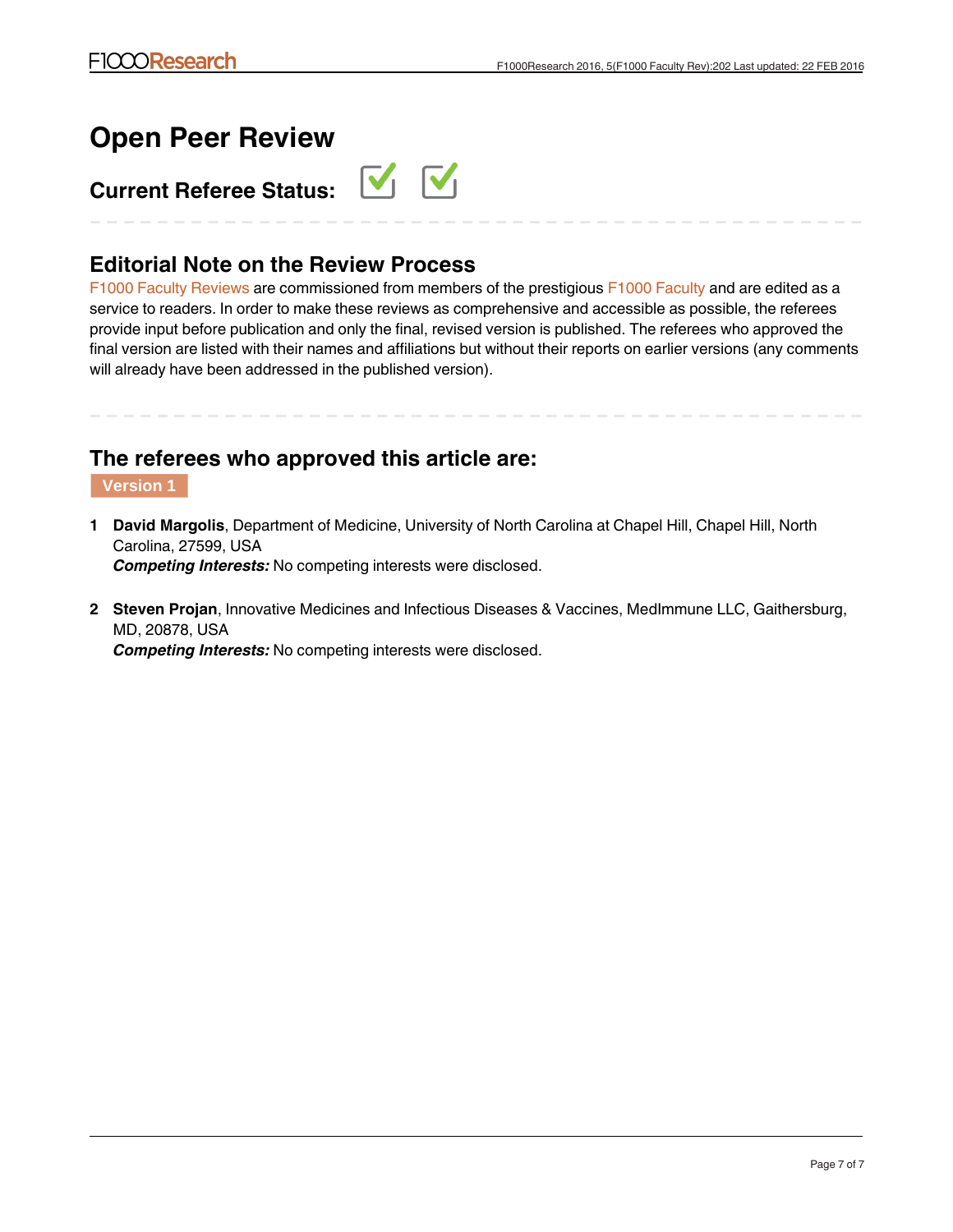# Open Peer Review

## Current Referee Status: ✓ ✓

## Editorial Note on the Review Process

F1000 Faculty Reviews are commissioned from members of the prestigious F1000 Faculty and are edited as a service to readers. In order to make these reviews as comprehensive and accessible as possible, the referees provide input before publication and only the final, revised version is published. The referees who approved the final version are listed with their names and affiliations but without their reports on earlier versions (any comments will already have been addressed in the published version).

## The referees who approved this article are:

**Version 1**

1. **David Margolis**, Department of Medicine, University of North Carolina at Chapel Hill, Chapel Hill, North Carolina, 27599, USA
   ***Competing Interests:*** No competing interests were disclosed.

2. **Steven Projan**, Innovative Medicines and Infectious Diseases & Vaccines, MedImmune LLC, Gaithersburg, MD, 20878, USA
   ***Competing Interests:*** No competing interests were disclosed.